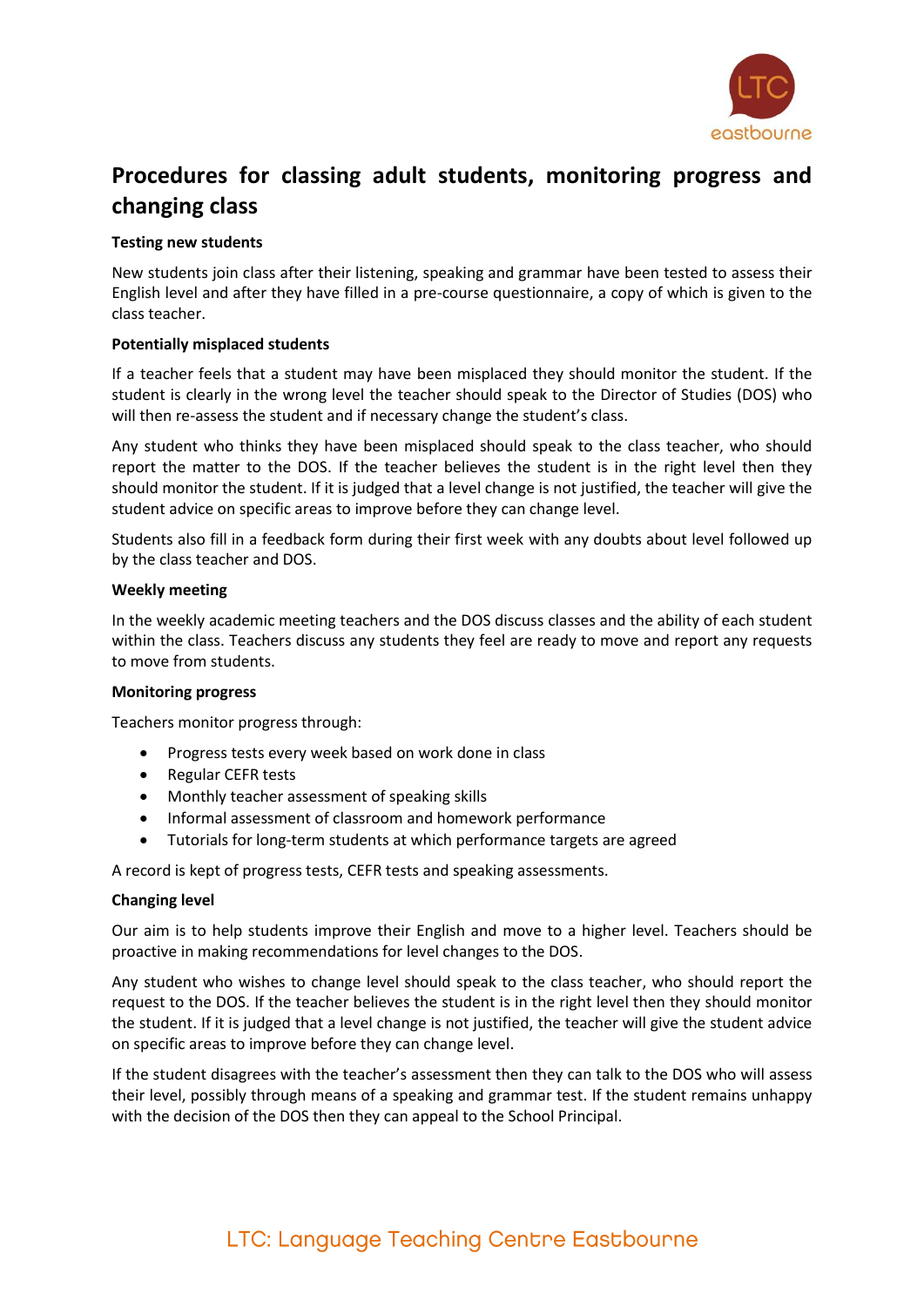# Procedures for classing adult students, monitoring progress and changing class

**Testing new students**

New students join class after their listening, speaking and grammar have been tested to assess their English level and after they have filled in a pre-course questionnaire, a copy of which is given to the class teacher.

**Potentially misplaced students**

If a teacher feels that a student may have been misplaced they should monitor the student. If the student is clearly in the wrong level the teacher should speak to the Director of Studies (DOS) who will then re-assess the student and if necessary change the student's class.

Any student who thinks they have been misplaced should speak to the class teacher, who should report the matter to the DOS. If the teacher believes the student is in the right level then they should monitor the student. If it is judged that a level change is not justified, the teacher will give the student advice on specific areas to improve before they can change level.

Students also fill in a feedback form during their first week with any doubts about level followed up by the class teacher and DOS.

**Weekly meeting**

In the weekly academic meeting teachers and the DOS discuss classes and the ability of each student within the class. Teachers discuss any students they feel are ready to move and report any requests to move from students.

**Monitoring progress**

Teachers monitor progress through:

- Progress tests every week based on work done in class
- Regular CEFR tests
- Monthly teacher assessment of speaking skills
- Informal assessment of classroom and homework performance
- Tutorials for long-term students at which performance targets are agreed

A record is kept of progress tests, CEFR tests and speaking assessments.

**Changing level**

Our aim is to help students improve their English and move to a higher level. Teachers should be proactive in making recommendations for level changes to the DOS.

Any student who wishes to change level should speak to the class teacher, who should report the request to the DOS. If the teacher believes the student is in the right level then they should monitor the student. If it is judged that a level change is not justified, the teacher will give the student advice on specific areas to improve before they can change level.

If the student disagrees with the teacher's assessment then they can talk to the DOS who will assess their level, possibly through means of a speaking and grammar test. If the student remains unhappy with the decision of the DOS then they can appeal to the School Principal.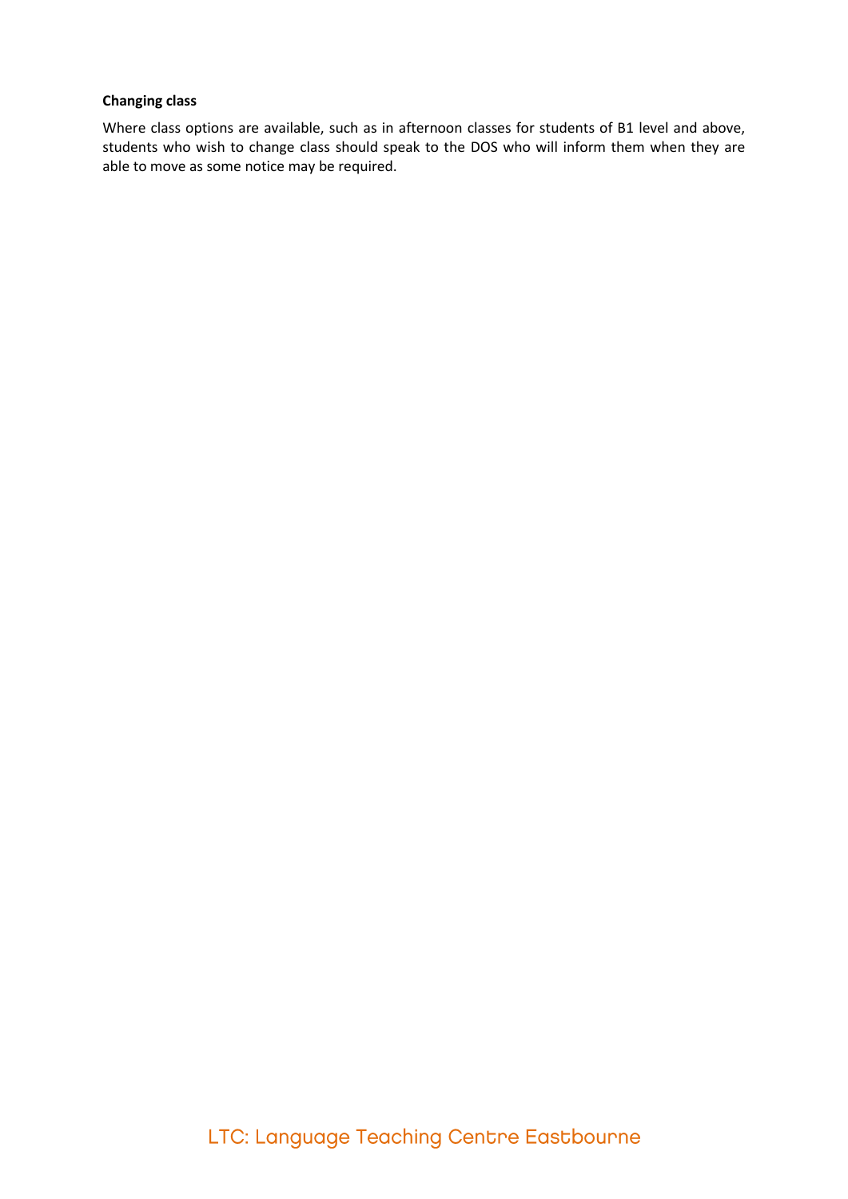**Changing class**

Where class options are available, such as in afternoon classes for students of B1 level and above, students who wish to change class should speak to the DOS who will inform them when they are able to move as some notice may be required.